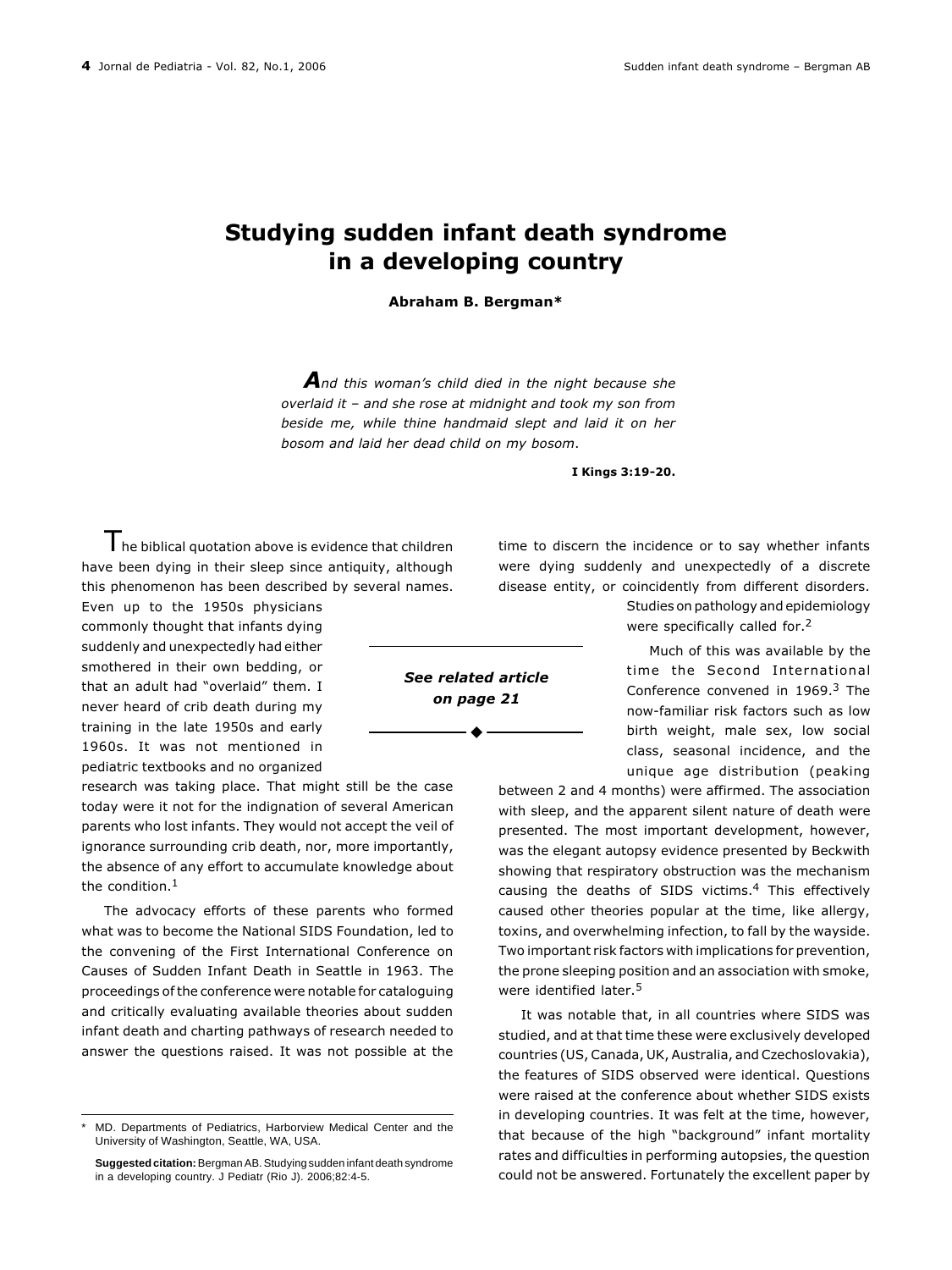# Studying sudden infant death syndrome in a developing country

**Abraham B. Bergman***

> *And this woman's child died in the night because she overlaid it – and she rose at midnight and took my son from beside me, while thine handmaid slept and laid it on her bosom and laid her dead child on my bosom.*
>
> **I Kings 3:19-20.**

The biblical quotation above is evidence that children have been dying in their sleep since antiquity, although this phenomenon has been described by several names. Even up to the 1950s physicians commonly thought that infants dying suddenly and unexpectedly had either smothered in their own bedding, or that an adult had "overlaid" them. I never heard of crib death during my training in the late 1950s and early 1960s. It was not mentioned in pediatric textbooks and no organized research was taking place. That might still be the case today were it not for the indignation of several American parents who lost infants. They would not accept the veil of ignorance surrounding crib death, nor, more importantly, the absence of any effort to accumulate knowledge about the condition.[1]

The advocacy efforts of these parents who formed what was to become the National SIDS Foundation, led to the convening of the First International Conference on Causes of Sudden Infant Death in Seattle in 1963. The proceedings of the conference were notable for cataloguing and critically evaluating available theories about sudden infant death and charting pathways of research needed to answer the questions raised. It was not possible at the time to discern the incidence or to say whether infants were dying suddenly and unexpectedly of a discrete disease entity, or coincidently from different disorders. Studies on pathology and epidemiology were specifically called for.[2]

*See related article on page 21*

Much of this was available by the time the Second International Conference convened in 1969.[3] The now-familiar risk factors such as low birth weight, male sex, low social class, seasonal incidence, and the unique age distribution (peaking between 2 and 4 months) were affirmed. The association with sleep, and the apparent silent nature of death were presented. The most important development, however, was the elegant autopsy evidence presented by Beckwith showing that respiratory obstruction was the mechanism causing the deaths of SIDS victims.[4] This effectively caused other theories popular at the time, like allergy, toxins, and overwhelming infection, to fall by the wayside. Two important risk factors with implications for prevention, the prone sleeping position and an association with smoke, were identified later.[5]

It was notable that, in all countries where SIDS was studied, and at that time these were exclusively developed countries (US, Canada, UK, Australia, and Czechoslovakia), the features of SIDS observed were identical. Questions were raised at the conference about whether SIDS exists in developing countries. It was felt at the time, however, that because of the high "background" infant mortality rates and difficulties in performing autopsies, the question could not be answered. Fortunately the excellent paper by

---

\* MD. Departments of Pediatrics, Harborview Medical Center and the University of Washington, Seattle, WA, USA.

**Suggested citation:** Bergman AB. Studying sudden infant death syndrome in a developing country. J Pediatr (Rio J). 2006;82:4-5.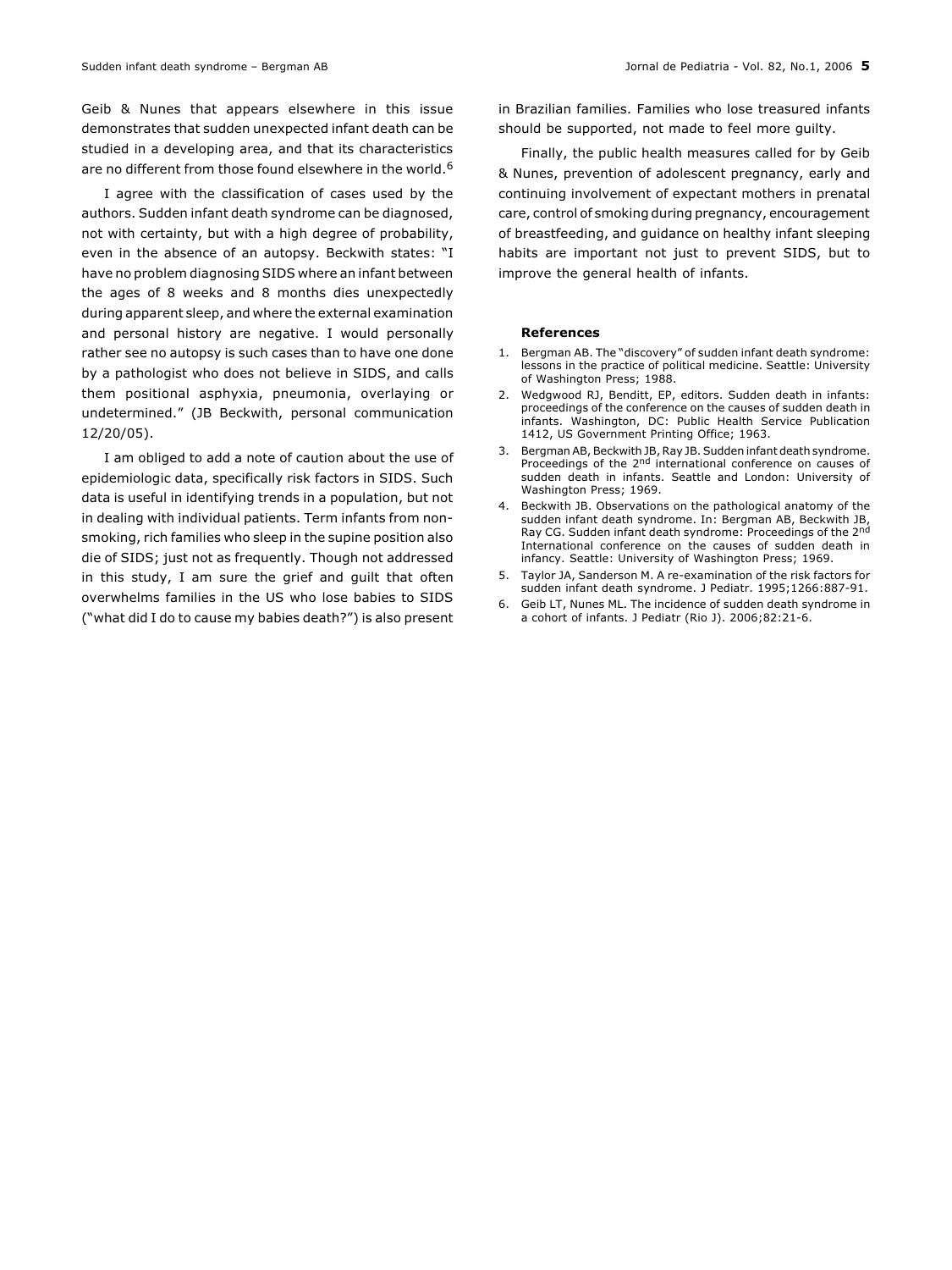Geib & Nunes that appears elsewhere in this issue demonstrates that sudden unexpected infant death can be studied in a developing area, and that its characteristics are no different from those found elsewhere in the world.[6]

I agree with the classification of cases used by the authors. Sudden infant death syndrome can be diagnosed, not with certainty, but with a high degree of probability, even in the absence of an autopsy. Beckwith states: "I have no problem diagnosing SIDS where an infant between the ages of 8 weeks and 8 months dies unexpectedly during apparent sleep, and where the external examination and personal history are negative. I would personally rather see no autopsy is such cases than to have one done by a pathologist who does not believe in SIDS, and calls them positional asphyxia, pneumonia, overlaying or undetermined." (JB Beckwith, personal communication 12/20/05).

I am obliged to add a note of caution about the use of epidemiologic data, specifically risk factors in SIDS. Such data is useful in identifying trends in a population, but not in dealing with individual patients. Term infants from non-smoking, rich families who sleep in the supine position also die of SIDS; just not as frequently. Though not addressed in this study, I am sure the grief and guilt that often overwhelms families in the US who lose babies to SIDS ("what did I do to cause my babies death?") is also present in Brazilian families. Families who lose treasured infants should be supported, not made to feel more guilty.

Finally, the public health measures called for by Geib & Nunes, prevention of adolescent pregnancy, early and continuing involvement of expectant mothers in prenatal care, control of smoking during pregnancy, encouragement of breastfeeding, and guidance on healthy infant sleeping habits are important not just to prevent SIDS, but to improve the general health of infants.

### References

1. Bergman AB. The "discovery" of sudden infant death syndrome: lessons in the practice of political medicine. Seattle: University of Washington Press; 1988.
2. Wedgwood RJ, Benditt, EP, editors. Sudden death in infants: proceedings of the conference on the causes of sudden death in infants. Washington, DC: Public Health Service Publication 1412, US Government Printing Office; 1963.
3. Bergman AB, Beckwith JB, Ray JB. Sudden infant death syndrome. Proceedings of the 2nd international conference on causes of sudden death in infants. Seattle and London: University of Washington Press; 1969.
4. Beckwith JB. Observations on the pathological anatomy of the sudden infant death syndrome. In: Bergman AB, Beckwith JB, Ray CG. Sudden infant death syndrome: Proceedings of the 2nd International conference on the causes of sudden death in infancy. Seattle: University of Washington Press; 1969.
5. Taylor JA, Sanderson M. A re-examination of the risk factors for sudden infant death syndrome. J Pediatr. 1995;1266:887-91.
6. Geib LT, Nunes ML. The incidence of sudden death syndrome in a cohort of infants. J Pediatr (Rio J). 2006;82:21-6.